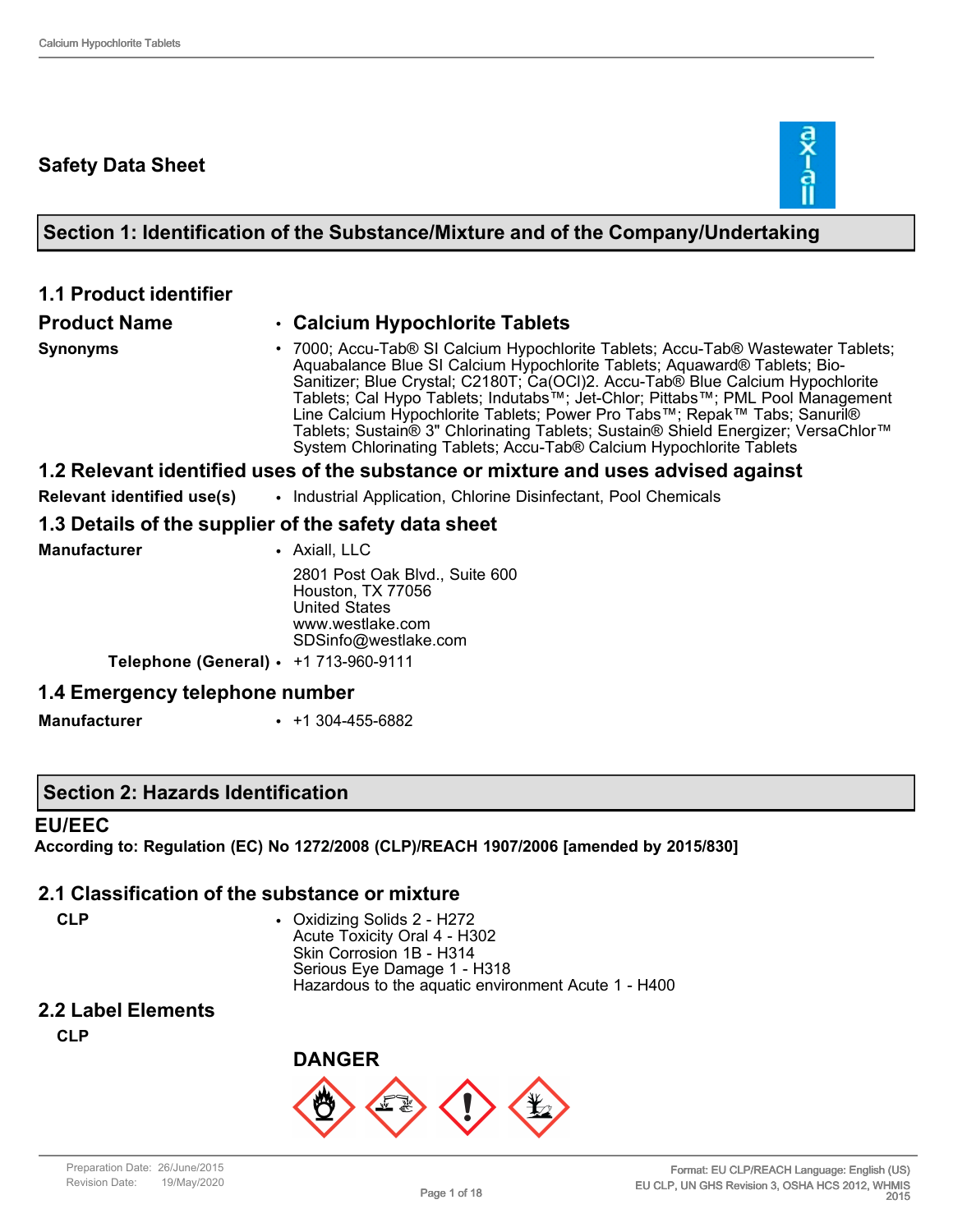# Safety Data Sheet

## Section 1: Identification of the Substance/Mixture and of the Company/Undertaking

### 1.1 Product identifier

| | |
|---|---|
| **Product Name** | • **Calcium Hypochlorite Tablets** |
| **Synonyms** | • 7000; Accu-Tab® SI Calcium Hypochlorite Tablets; Accu-Tab® Wastewater Tablets; Aquabalance Blue SI Calcium Hypochlorite Tablets; Aquaward® Tablets; Bio-Sanitizer; Blue Crystal; C2180T; Ca(OCl)2. Accu-Tab® Blue Calcium Hypochlorite Tablets; Cal Hypo Tablets; Indutabs™; Jet-Chlor; Pittabs™; PML Pool Management Line Calcium Hypochlorite Tablets; Power Pro Tabs™; Repak™ Tabs; Sanuril® Tablets; Sustain® 3" Chlorinating Tablets; Sustain® Shield Energizer; VersaChlor™ System Chlorinating Tablets; Accu-Tab® Calcium Hypochlorite Tablets |

### 1.2 Relevant identified uses of the substance or mixture and uses advised against

| | |
|---|---|
| **Relevant identified use(s)** | • Industrial Application, Chlorine Disinfectant, Pool Chemicals |

### 1.3 Details of the supplier of the safety data sheet

| | |
|---|---|
| **Manufacturer** | • Axiall, LLC<br>2801 Post Oak Blvd., Suite 600<br>Houston, TX 77056<br>United States<br>www.westlake.com<br>SDSinfo@westlake.com |
| **Telephone (General)** | • +1 713-960-9111 |

### 1.4 Emergency telephone number

| | |
|---|---|
| **Manufacturer** | • +1 304-455-6882 |

## Section 2: Hazards Identification

**EU/EEC**

**According to: Regulation (EC) No 1272/2008 (CLP)/REACH 1907/2006 [amended by 2015/830]**

### 2.1 Classification of the substance or mixture

**CLP**

• Oxidizing Solids 2 - H272
Acute Toxicity Oral 4 - H302
Skin Corrosion 1B - H314
Serious Eye Damage 1 - H318
Hazardous to the aquatic environment Acute 1 - H400

### 2.2 Label Elements

**CLP**

**DANGER**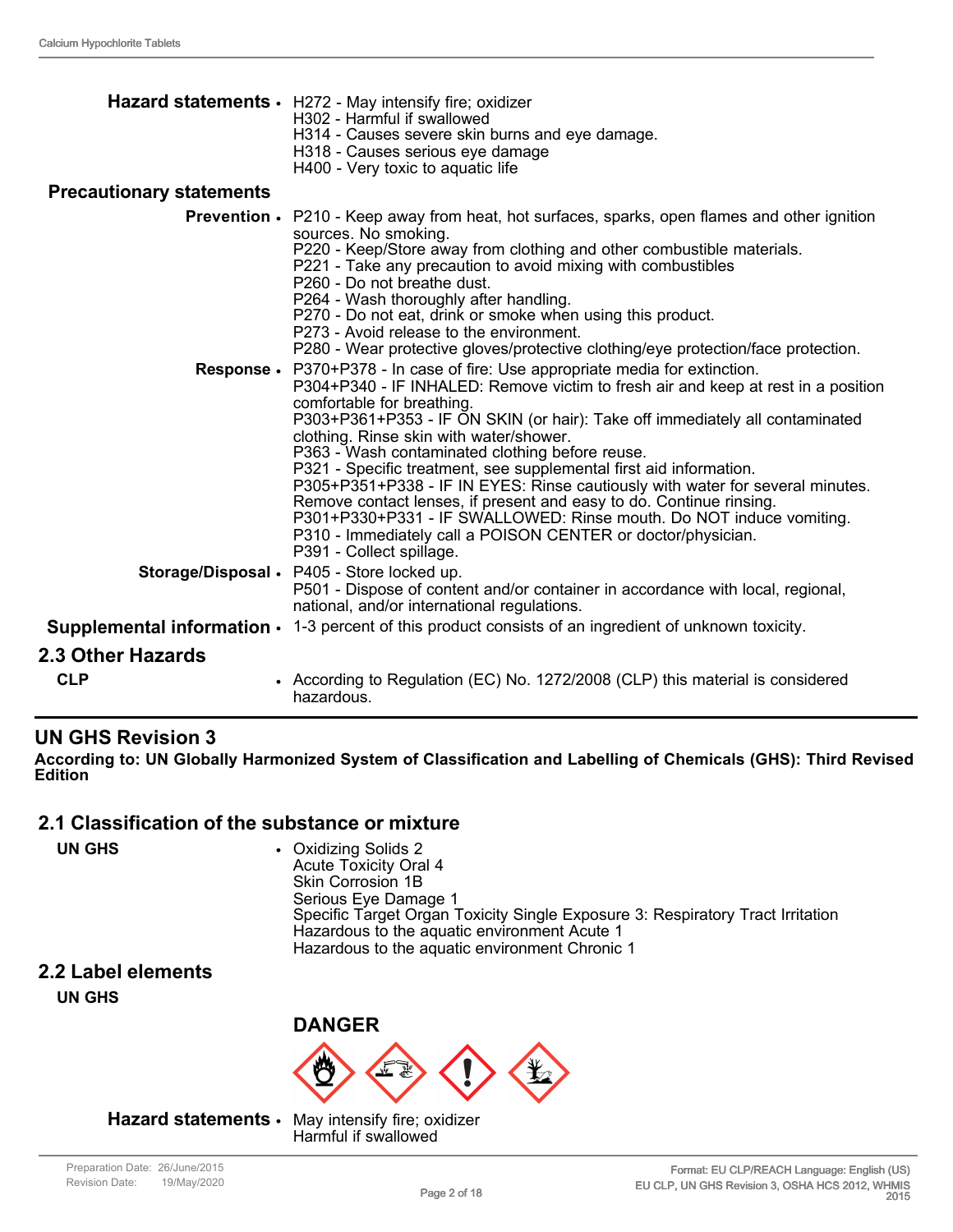**Hazard statements**
- H272 - May intensify fire; oxidizer
  H302 - Harmful if swallowed
  H314 - Causes severe skin burns and eye damage.
  H318 - Causes serious eye damage
  H400 - Very toxic to aquatic life

**Precautionary statements**

**Prevention**
- P210 - Keep away from heat, hot surfaces, sparks, open flames and other ignition sources. No smoking.
  P220 - Keep/Store away from clothing and other combustible materials.
  P221 - Take any precaution to avoid mixing with combustibles
  P260 - Do not breathe dust.
  P264 - Wash thoroughly after handling.
  P270 - Do not eat, drink or smoke when using this product.
  P273 - Avoid release to the environment.
  P280 - Wear protective gloves/protective clothing/eye protection/face protection.

**Response**
- P370+P378 - In case of fire: Use appropriate media for extinction.
  P304+P340 - IF INHALED: Remove victim to fresh air and keep at rest in a position comfortable for breathing.
  P303+P361+P353 - IF ON SKIN (or hair): Take off immediately all contaminated clothing. Rinse skin with water/shower.
  P363 - Wash contaminated clothing before reuse.
  P321 - Specific treatment, see supplemental first aid information.
  P305+P351+P338 - IF IN EYES: Rinse cautiously with water for several minutes. Remove contact lenses, if present and easy to do. Continue rinsing.
  P301+P330+P331 - IF SWALLOWED: Rinse mouth. Do NOT induce vomiting.
  P310 - Immediately call a POISON CENTER or doctor/physician.
  P391 - Collect spillage.

**Storage/Disposal**
- P405 - Store locked up.
  P501 - Dispose of content and/or container in accordance with local, regional, national, and/or international regulations.

**Supplemental information**
- 1-3 percent of this product consists of an ingredient of unknown toxicity.

## 2.3 Other Hazards

**CLP**
- According to Regulation (EC) No. 1272/2008 (CLP) this material is considered hazardous.

## UN GHS Revision 3

**According to: UN Globally Harmonized System of Classification and Labelling of Chemicals (GHS): Third Revised Edition**

## 2.1 Classification of the substance or mixture

**UN GHS**
- Oxidizing Solids 2
  Acute Toxicity Oral 4
  Skin Corrosion 1B
  Serious Eye Damage 1
  Specific Target Organ Toxicity Single Exposure 3: Respiratory Tract Irritation
  Hazardous to the aquatic environment Acute 1
  Hazardous to the aquatic environment Chronic 1

## 2.2 Label elements

**UN GHS**

**DANGER**

**Hazard statements**
- May intensify fire; oxidizer
  Harmful if swallowed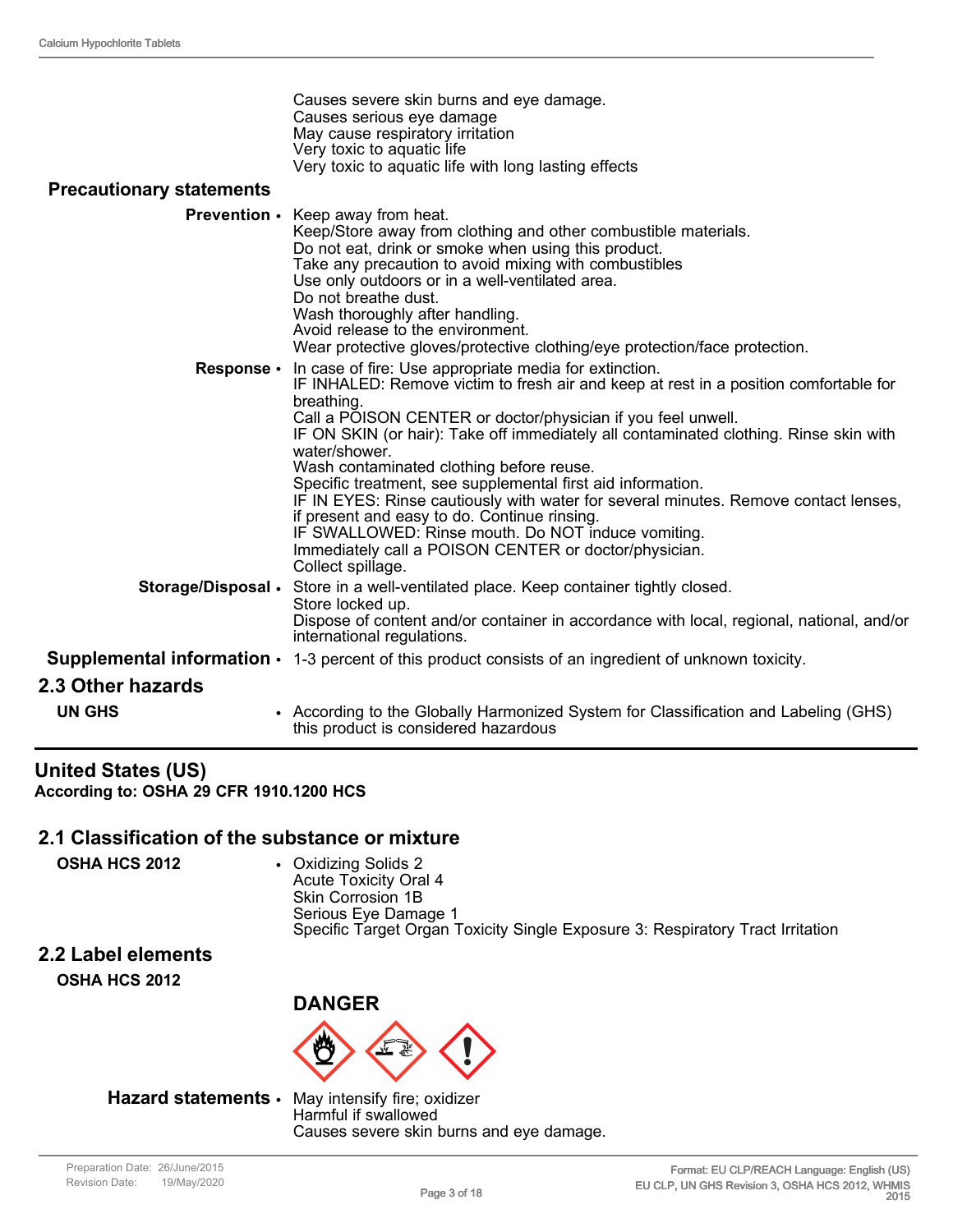Causes severe skin burns and eye damage.
Causes serious eye damage
May cause respiratory irritation
Very toxic to aquatic life
Very toxic to aquatic life with long lasting effects

**Precautionary statements**

**Prevention** • Keep away from heat.
Keep/Store away from clothing and other combustible materials.
Do not eat, drink or smoke when using this product.
Take any precaution to avoid mixing with combustibles
Use only outdoors or in a well-ventilated area.
Do not breathe dust.
Wash thoroughly after handling.
Avoid release to the environment.
Wear protective gloves/protective clothing/eye protection/face protection.

**Response** • In case of fire: Use appropriate media for extinction.
IF INHALED: Remove victim to fresh air and keep at rest in a position comfortable for breathing.
Call a POISON CENTER or doctor/physician if you feel unwell.
IF ON SKIN (or hair): Take off immediately all contaminated clothing. Rinse skin with water/shower.
Wash contaminated clothing before reuse.
Specific treatment, see supplemental first aid information.
IF IN EYES: Rinse cautiously with water for several minutes. Remove contact lenses, if present and easy to do. Continue rinsing.
IF SWALLOWED: Rinse mouth. Do NOT induce vomiting.
Immediately call a POISON CENTER or doctor/physician.
Collect spillage.

**Storage/Disposal** • Store in a well-ventilated place. Keep container tightly closed.
Store locked up.
Dispose of content and/or container in accordance with local, regional, national, and/or international regulations.

**Supplemental information** • 1-3 percent of this product consists of an ingredient of unknown toxicity.

## 2.3 Other hazards

**UN GHS** • According to the Globally Harmonized System for Classification and Labeling (GHS) this product is considered hazardous

---

## United States (US)

**According to: OSHA 29 CFR 1910.1200 HCS**

## 2.1 Classification of the substance or mixture

**OSHA HCS 2012** • Oxidizing Solids 2
Acute Toxicity Oral 4
Skin Corrosion 1B
Serious Eye Damage 1
Specific Target Organ Toxicity Single Exposure 3: Respiratory Tract Irritation

## 2.2 Label elements

**OSHA HCS 2012**

**DANGER**

**Hazard statements** • May intensify fire; oxidizer
Harmful if swallowed
Causes severe skin burns and eye damage.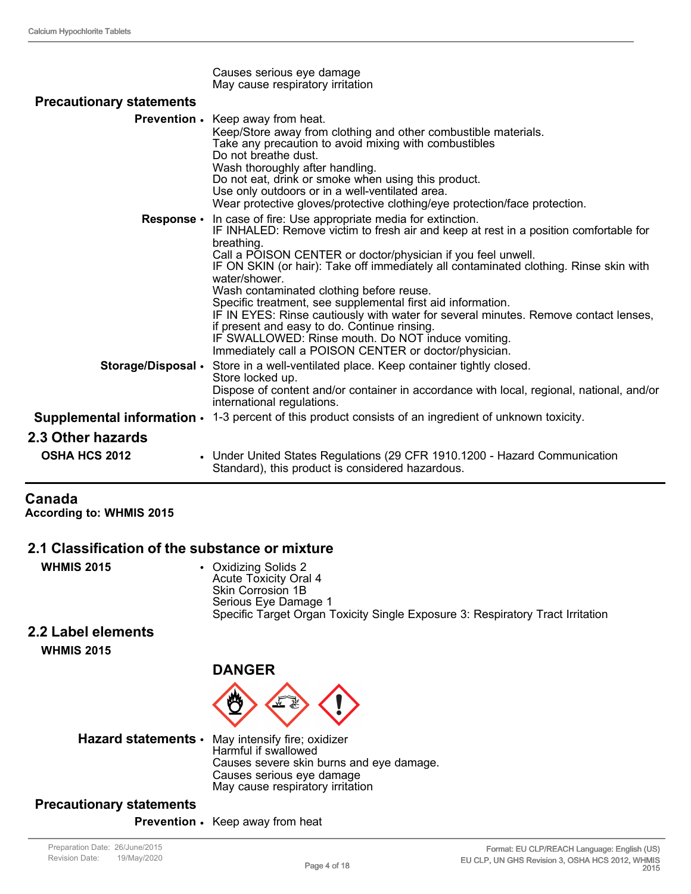Causes serious eye damage
May cause respiratory irritation

**Precautionary statements**

**Prevention** • Keep away from heat.
Keep/Store away from clothing and other combustible materials.
Take any precaution to avoid mixing with combustibles
Do not breathe dust.
Wash thoroughly after handling.
Do not eat, drink or smoke when using this product.
Use only outdoors or in a well-ventilated area.
Wear protective gloves/protective clothing/eye protection/face protection.

**Response** • In case of fire: Use appropriate media for extinction.
IF INHALED: Remove victim to fresh air and keep at rest in a position comfortable for breathing.
Call a POISON CENTER or doctor/physician if you feel unwell.
IF ON SKIN (or hair): Take off immediately all contaminated clothing. Rinse skin with water/shower.
Wash contaminated clothing before reuse.
Specific treatment, see supplemental first aid information.
IF IN EYES: Rinse cautiously with water for several minutes. Remove contact lenses, if present and easy to do. Continue rinsing.
IF SWALLOWED: Rinse mouth. Do NOT induce vomiting.
Immediately call a POISON CENTER or doctor/physician.

**Storage/Disposal** • Store in a well-ventilated place. Keep container tightly closed.
Store locked up.
Dispose of content and/or container in accordance with local, regional, national, and/or international regulations.

**Supplemental information** • 1-3 percent of this product consists of an ingredient of unknown toxicity.

## 2.3 Other hazards

**OSHA HCS 2012** • Under United States Regulations (29 CFR 1910.1200 - Hazard Communication Standard), this product is considered hazardous.

---

## Canada

**According to: WHMIS 2015**

## 2.1 Classification of the substance or mixture

**WHMIS 2015** • Oxidizing Solids 2
Acute Toxicity Oral 4
Skin Corrosion 1B
Serious Eye Damage 1
Specific Target Organ Toxicity Single Exposure 3: Respiratory Tract Irritation

## 2.2 Label elements

**WHMIS 2015**

**DANGER**

**Hazard statements** • May intensify fire; oxidizer
Harmful if swallowed
Causes severe skin burns and eye damage.
Causes serious eye damage
May cause respiratory irritation

**Precautionary statements**

**Prevention** • Keep away from heat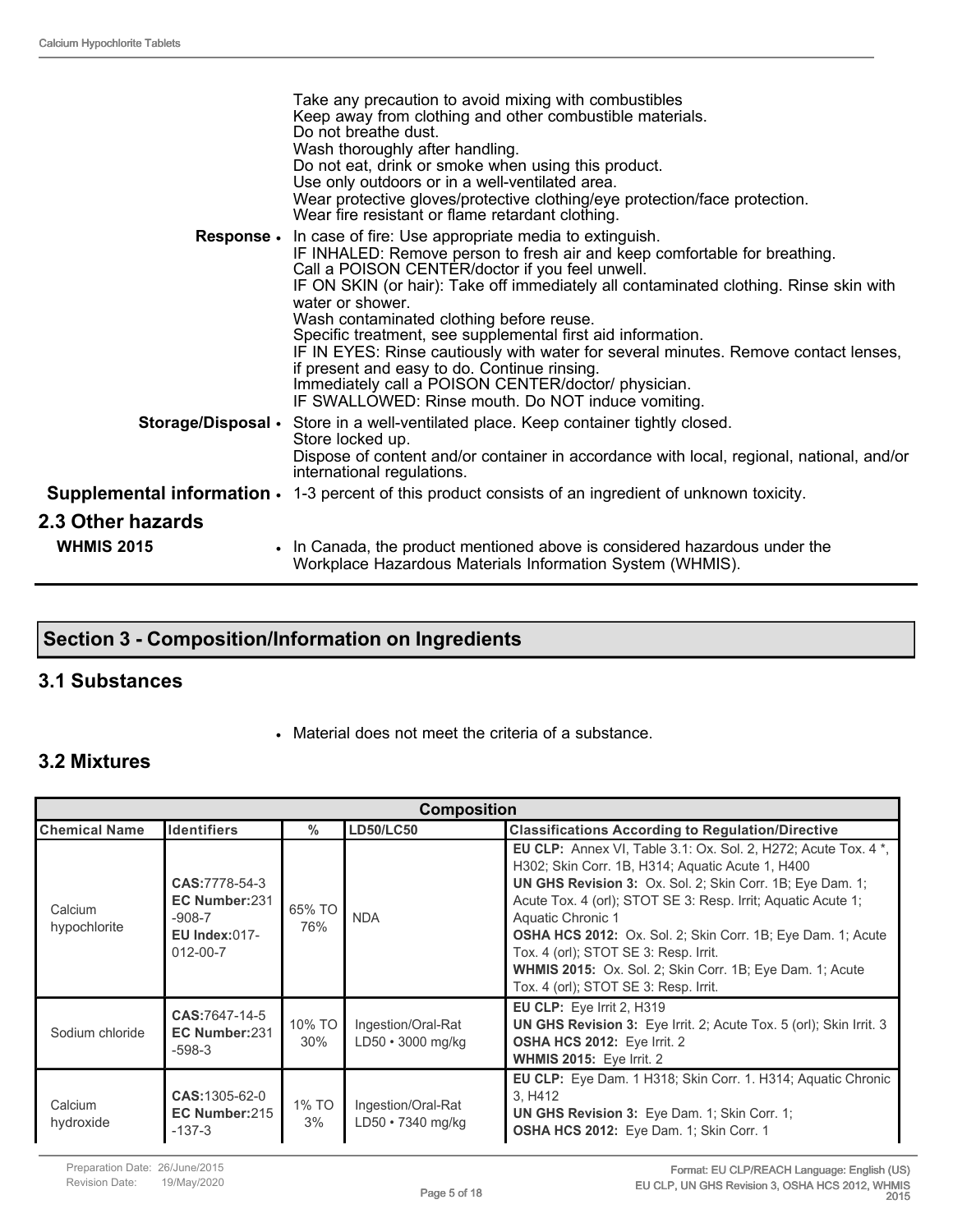Take any precaution to avoid mixing with combustibles
Keep away from clothing and other combustible materials.
Do not breathe dust.
Wash thoroughly after handling.
Do not eat, drink or smoke when using this product.
Use only outdoors or in a well-ventilated area.
Wear protective gloves/protective clothing/eye protection/face protection.
Wear fire resistant or flame retardant clothing.

**Response** • In case of fire: Use appropriate media to extinguish.
IF INHALED: Remove person to fresh air and keep comfortable for breathing.
Call a POISON CENTER/doctor if you feel unwell.
IF ON SKIN (or hair): Take off immediately all contaminated clothing. Rinse skin with water or shower.
Wash contaminated clothing before reuse.
Specific treatment, see supplemental first aid information.
IF IN EYES: Rinse cautiously with water for several minutes. Remove contact lenses, if present and easy to do. Continue rinsing.
Immediately call a POISON CENTER/doctor/ physician.
IF SWALLOWED: Rinse mouth. Do NOT induce vomiting.

**Storage/Disposal** • Store in a well-ventilated place. Keep container tightly closed.
Store locked up.
Dispose of content and/or container in accordance with local, regional, national, and/or international regulations.

**Supplemental information** • 1-3 percent of this product consists of an ingredient of unknown toxicity.

## 2.3 Other hazards

**WHMIS 2015** • In Canada, the product mentioned above is considered hazardous under the Workplace Hazardous Materials Information System (WHMIS).

# Section 3 - Composition/Information on Ingredients

## 3.1 Substances

- Material does not meet the criteria of a substance.

## 3.2 Mixtures

| Composition | | | | |
|---|---|---|---|---|
| **Chemical Name** | **Identifiers** | **%** | **LD50/LC50** | **Classifications According to Regulation/Directive** |
| Calcium hypochlorite | **CAS:**7778-54-3 **EC Number:**231-908-7 **EU Index:**017-012-00-7 | 65% TO 76% | NDA | **EU CLP:** Annex VI, Table 3.1: Ox. Sol. 2, H272; Acute Tox. 4 *, H302; Skin Corr. 1B, H314; Aquatic Acute 1, H400 **UN GHS Revision 3:** Ox. Sol. 2; Skin Corr. 1B; Eye Dam. 1; Acute Tox. 4 (orl); STOT SE 3: Resp. Irrit; Aquatic Acute 1; Aquatic Chronic 1 **OSHA HCS 2012:** Ox. Sol. 2; Skin Corr. 1B; Eye Dam. 1; Acute Tox. 4 (orl); STOT SE 3: Resp. Irrit. **WHMIS 2015:** Ox. Sol. 2; Skin Corr. 1B; Eye Dam. 1; Acute Tox. 4 (orl); STOT SE 3: Resp. Irrit. |
| Sodium chloride | **CAS:**7647-14-5 **EC Number:**231-598-3 | 10% TO 30% | Ingestion/Oral-Rat LD50 • 3000 mg/kg | **EU CLP:** Eye Irrit 2, H319 **UN GHS Revision 3:** Eye Irrit. 2; Acute Tox. 5 (orl); Skin Irrit. 3 **OSHA HCS 2012:** Eye Irrit. 2 **WHMIS 2015:** Eye Irrit. 2 |
| Calcium hydroxide | **CAS:**1305-62-0 **EC Number:**215-137-3 | 1% TO 3% | Ingestion/Oral-Rat LD50 • 7340 mg/kg | **EU CLP:** Eye Dam. 1 H318; Skin Corr. 1. H314; Aquatic Chronic 3, H412 **UN GHS Revision 3:** Eye Dam. 1; Skin Corr. 1; **OSHA HCS 2012:** Eye Dam. 1; Skin Corr. 1 |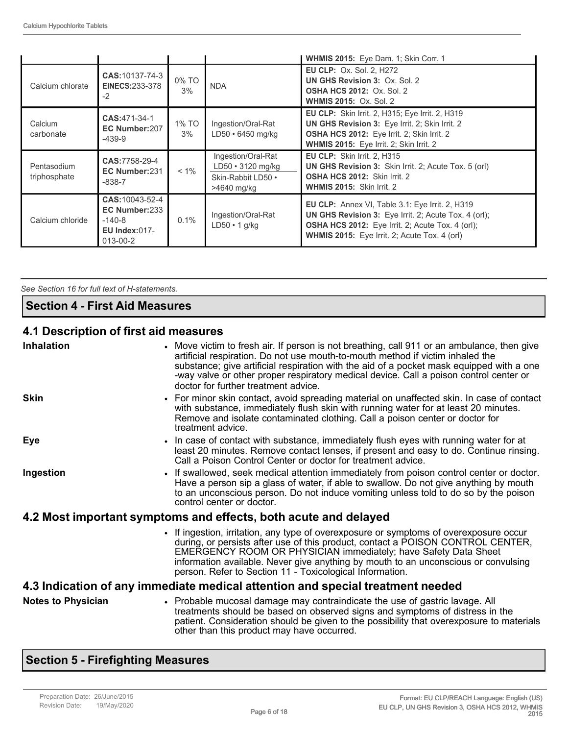| | | | | WHMIS 2015: Eye Dam. 1; Skin Corr. 1 |
|---|---|---|---|---|
| Calcium chlorate | **CAS:**10137-74-3 **EINECS:**233-378-2 | 0% TO 3% | NDA | **EU CLP:** Ox. Sol. 2, H272 **UN GHS Revision 3:** Ox. Sol. 2 **OSHA HCS 2012:** Ox. Sol. 2 **WHMIS 2015:** Ox. Sol. 2 |
| Calcium carbonate | **CAS:**471-34-1 **EC Number:**207-439-9 | 1% TO 3% | Ingestion/Oral-Rat LD50 • 6450 mg/kg | **EU CLP:** Skin Irrit. 2, H315; Eye Irrit. 2, H319 **UN GHS Revision 3:** Eye Irrit. 2; Skin Irrit. 2 **OSHA HCS 2012:** Eye Irrit. 2; Skin Irrit. 2 **WHMIS 2015:** Eye Irrit. 2; Skin Irrit. 2 |
| Pentasodium triphosphate | **CAS:**7758-29-4 **EC Number:**231-838-7 | < 1% | Ingestion/Oral-Rat LD50 • 3120 mg/kg; Skin-Rabbit LD50 • >4640 mg/kg | **EU CLP:** Skin Irrit. 2, H315 **UN GHS Revision 3:** Skin Irrit. 2; Acute Tox. 5 (orl) **OSHA HCS 2012:** Skin Irrit. 2 **WHMIS 2015:** Skin Irrit. 2 |
| Calcium chloride | **CAS:**10043-52-4 **EC Number:**233-140-8 **EU Index:**017-013-00-2 | 0.1% | Ingestion/Oral-Rat LD50 • 1 g/kg | **EU CLP:** Annex VI, Table 3.1: Eye Irrit. 2, H319 **UN GHS Revision 3:** Eye Irrit. 2; Acute Tox. 4 (orl); **OSHA HCS 2012:** Eye Irrit. 2; Acute Tox. 4 (orl); **WHMIS 2015:** Eye Irrit. 2; Acute Tox. 4 (orl) |

*See Section 16 for full text of H-statements.*

## Section 4 - First Aid Measures

### 4.1 Description of first aid measures

**Inhalation**
- Move victim to fresh air. If person is not breathing, call 911 or an ambulance, then give artificial respiration. Do not use mouth-to-mouth method if victim inhaled the substance; give artificial respiration with the aid of a pocket mask equipped with a one-way valve or other proper respiratory medical device. Call a poison control center or doctor for further treatment advice.

**Skin**
- For minor skin contact, avoid spreading material on unaffected skin. In case of contact with substance, immediately flush skin with running water for at least 20 minutes. Remove and isolate contaminated clothing. Call a poison center or doctor for treatment advice.

**Eye**
- In case of contact with substance, immediately flush eyes with running water for at least 20 minutes. Remove contact lenses, if present and easy to do. Continue rinsing. Call a Poison Control Center or doctor for treatment advice.

**Ingestion**
- If swallowed, seek medical attention immediately from poison control center or doctor. Have a person sip a glass of water, if able to swallow. Do not give anything by mouth to an unconscious person. Do not induce vomiting unless told to do so by the poison control center or doctor.

### 4.2 Most important symptoms and effects, both acute and delayed

- If ingestion, irritation, any type of overexposure or symptoms of overexposure occur during, or persists after use of this product, contact a POISON CONTROL CENTER, EMERGENCY ROOM OR PHYSICIAN immediately; have Safety Data Sheet information available. Never give anything by mouth to an unconscious or convulsing person. Refer to Section 11 - Toxicological Information.

### 4.3 Indication of any immediate medical attention and special treatment needed

**Notes to Physician**
- Probable mucosal damage may contraindicate the use of gastric lavage. All treatments should be based on observed signs and symptoms of distress in the patient. Consideration should be given to the possibility that overexposure to materials other than this product may have occurred.

## Section 5 - Firefighting Measures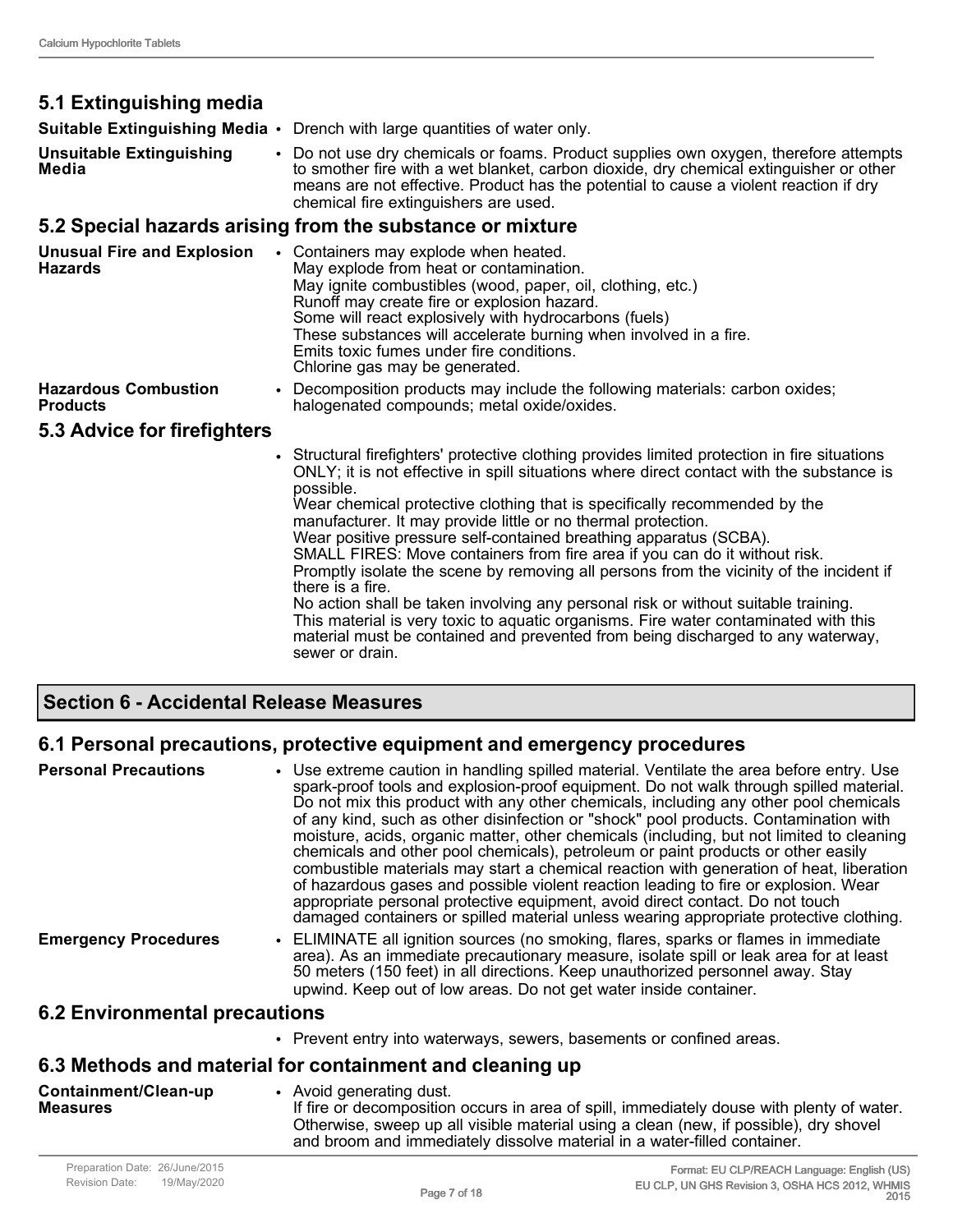## 5.1 Extinguishing media

**Suitable Extinguishing Media**
- Drench with large quantities of water only.

**Unsuitable Extinguishing Media**
- Do not use dry chemicals or foams. Product supplies own oxygen, therefore attempts to smother fire with a wet blanket, carbon dioxide, dry chemical extinguisher or other means are not effective. Product has the potential to cause a violent reaction if dry chemical fire extinguishers are used.

## 5.2 Special hazards arising from the substance or mixture

**Unusual Fire and Explosion Hazards**
- Containers may explode when heated.
  May explode from heat or contamination.
  May ignite combustibles (wood, paper, oil, clothing, etc.)
  Runoff may create fire or explosion hazard.
  Some will react explosively with hydrocarbons (fuels)
  These substances will accelerate burning when involved in a fire.
  Emits toxic fumes under fire conditions.
  Chlorine gas may be generated.

**Hazardous Combustion Products**
- Decomposition products may include the following materials: carbon oxides; halogenated compounds; metal oxide/oxides.

## 5.3 Advice for firefighters

- Structural firefighters' protective clothing provides limited protection in fire situations ONLY; it is not effective in spill situations where direct contact with the substance is possible.
  Wear chemical protective clothing that is specifically recommended by the manufacturer. It may provide little or no thermal protection.
  Wear positive pressure self-contained breathing apparatus (SCBA).
  SMALL FIRES: Move containers from fire area if you can do it without risk.
  Promptly isolate the scene by removing all persons from the vicinity of the incident if there is a fire.
  No action shall be taken involving any personal risk or without suitable training.
  This material is very toxic to aquatic organisms. Fire water contaminated with this material must be contained and prevented from being discharged to any waterway, sewer or drain.

# Section 6 - Accidental Release Measures

## 6.1 Personal precautions, protective equipment and emergency procedures

**Personal Precautions**
- Use extreme caution in handling spilled material. Ventilate the area before entry. Use spark-proof tools and explosion-proof equipment. Do not walk through spilled material. Do not mix this product with any other chemicals, including any other pool chemicals of any kind, such as other disinfection or "shock" pool products. Contamination with moisture, acids, organic matter, other chemicals (including, but not limited to cleaning chemicals and other pool chemicals), petroleum or paint products or other easily combustible materials may start a chemical reaction with generation of heat, liberation of hazardous gases and possible violent reaction leading to fire or explosion. Wear appropriate personal protective equipment, avoid direct contact. Do not touch damaged containers or spilled material unless wearing appropriate protective clothing.

**Emergency Procedures**
- ELIMINATE all ignition sources (no smoking, flares, sparks or flames in immediate area). As an immediate precautionary measure, isolate spill or leak area for at least 50 meters (150 feet) in all directions. Keep unauthorized personnel away. Stay upwind. Keep out of low areas. Do not get water inside container.

## 6.2 Environmental precautions

- Prevent entry into waterways, sewers, basements or confined areas.

## 6.3 Methods and material for containment and cleaning up

**Containment/Clean-up Measures**
- Avoid generating dust.
  If fire or decomposition occurs in area of spill, immediately douse with plenty of water. Otherwise, sweep up all visible material using a clean (new, if possible), dry shovel and broom and immediately dissolve material in a water-filled container.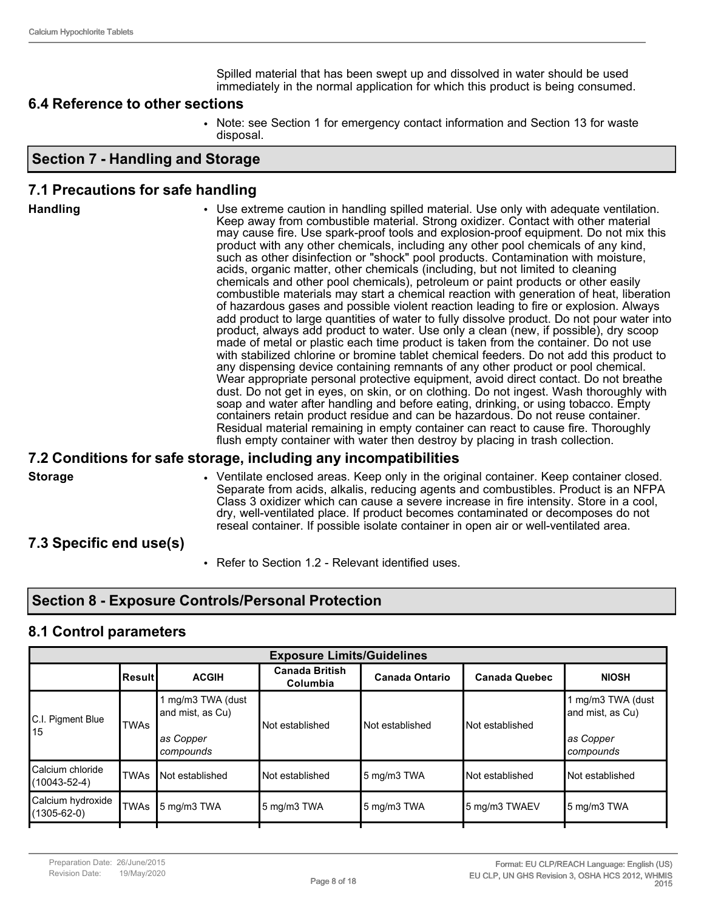Spilled material that has been swept up and dissolved in water should be used immediately in the normal application for which this product is being consumed.

## 6.4 Reference to other sections

- Note: see Section 1 for emergency contact information and Section 13 for waste disposal.

# Section 7 - Handling and Storage

## 7.1 Precautions for safe handling

**Handling**

- Use extreme caution in handling spilled material. Use only with adequate ventilation. Keep away from combustible material. Strong oxidizer. Contact with other material may cause fire. Use spark-proof tools and explosion-proof equipment. Do not mix this product with any other chemicals, including any other pool chemicals of any kind, such as other disinfection or "shock" pool products. Contamination with moisture, acids, organic matter, other chemicals (including, but not limited to cleaning chemicals and other pool chemicals), petroleum or paint products or other easily combustible materials may start a chemical reaction with generation of heat, liberation of hazardous gases and possible violent reaction leading to fire or explosion. Always add product to large quantities of water to fully dissolve product. Do not pour water into product, always add product to water. Use only a clean (new, if possible), dry scoop made of metal or plastic each time product is taken from the container. Do not use with stabilized chlorine or bromine tablet chemical feeders. Do not add this product to any dispensing device containing remnants of any other product or pool chemical. Wear appropriate personal protective equipment, avoid direct contact. Do not breathe dust. Do not get in eyes, on skin, or on clothing. Do not ingest. Wash thoroughly with soap and water after handling and before eating, drinking, or using tobacco. Empty containers retain product residue and can be hazardous. Do not reuse container. Residual material remaining in empty container can react to cause fire. Thoroughly flush empty container with water then destroy by placing in trash collection.

## 7.2 Conditions for safe storage, including any incompatibilities

**Storage**

- Ventilate enclosed areas. Keep only in the original container. Keep container closed. Separate from acids, alkalis, reducing agents and combustibles. Product is an NFPA Class 3 oxidizer which can cause a severe increase in fire intensity. Store in a cool, dry, well-ventilated place. If product becomes contaminated or decomposes do not reseal container. If possible isolate container in open air or well-ventilated area.

## 7.3 Specific end use(s)

- Refer to Section 1.2 - Relevant identified uses.

# Section 8 - Exposure Controls/Personal Protection

## 8.1 Control parameters

| Exposure Limits/Guidelines | | | | | | |
|---|---|---|---|---|---|---|
| | Result | ACGIH | Canada British Columbia | Canada Ontario | Canada Quebec | NIOSH |
| C.I. Pigment Blue 15 | TWAs | 1 mg/m3 TWA (dust and mist, as Cu) *as Copper compounds* | Not established | Not established | Not established | 1 mg/m3 TWA (dust and mist, as Cu) *as Copper compounds* |
| Calcium chloride (10043-52-4) | TWAs | Not established | Not established | 5 mg/m3 TWA | Not established | Not established |
| Calcium hydroxide (1305-62-0) | TWAs | 5 mg/m3 TWA | 5 mg/m3 TWA | 5 mg/m3 TWA | 5 mg/m3 TWAEV | 5 mg/m3 TWA |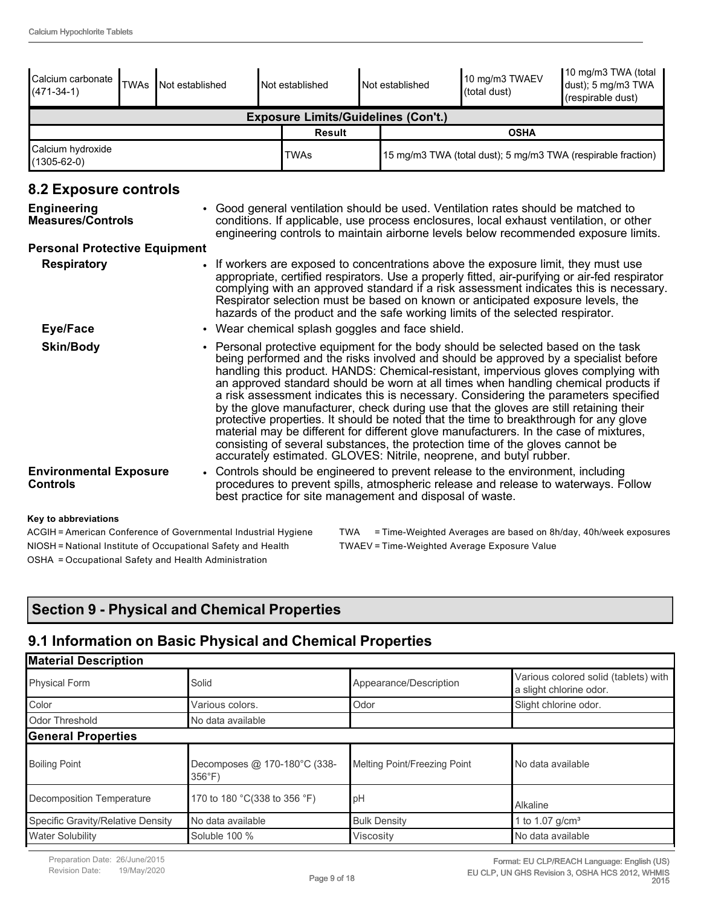| Calcium carbonate (471-34-1) | TWAs | Not established | Not established | Not established | 10 mg/m3 TWAEV (total dust) | 10 mg/m3 TWA (total dust); 5 mg/m3 TWA (respirable dust) |
|---|---|---|---|---|---|---|

| Exposure Limits/Guidelines (Con't.) | | |
|---|---|---|
| | Result | OSHA |
| Calcium hydroxide (1305-62-0) | TWAs | 15 mg/m3 TWA (total dust); 5 mg/m3 TWA (respirable fraction) |

## 8.2 Exposure controls

**Engineering Measures/Controls**

- Good general ventilation should be used. Ventilation rates should be matched to conditions. If applicable, use process enclosures, local exhaust ventilation, or other engineering controls to maintain airborne levels below recommended exposure limits.

**Personal Protective Equipment**

**Respiratory**

- If workers are exposed to concentrations above the exposure limit, they must use appropriate, certified respirators. Use a properly fitted, air-purifying or air-fed respirator complying with an approved standard if a risk assessment indicates this is necessary. Respirator selection must be based on known or anticipated exposure levels, the hazards of the product and the safe working limits of the selected respirator.

**Eye/Face**

- Wear chemical splash goggles and face shield.

**Skin/Body**

- Personal protective equipment for the body should be selected based on the task being performed and the risks involved and should be approved by a specialist before handling this product. HANDS: Chemical-resistant, impervious gloves complying with an approved standard should be worn at all times when handling chemical products if a risk assessment indicates this is necessary. Considering the parameters specified by the glove manufacturer, check during use that the gloves are still retaining their protective properties. It should be noted that the time to breakthrough for any glove material may be different for different glove manufacturers. In the case of mixtures, consisting of several substances, the protection time of the gloves cannot be accurately estimated. GLOVES: Nitrile, neoprene, and butyl rubber.

**Environmental Exposure Controls**

- Controls should be engineered to prevent release to the environment, including procedures to prevent spills, atmospheric release and release to waterways. Follow best practice for site management and disposal of waste.

**Key to abbreviations**

ACGIH = American Conference of Governmental Industrial Hygiene
NIOSH = National Institute of Occupational Safety and Health
OSHA = Occupational Safety and Health Administration
TWA = Time-Weighted Averages are based on 8h/day, 40h/week exposures
TWAEV = Time-Weighted Average Exposure Value

# Section 9 - Physical and Chemical Properties

## 9.1 Information on Basic Physical and Chemical Properties

| Material Description | | | |
|---|---|---|---|
| Physical Form | Solid | Appearance/Description | Various colored solid (tablets) with a slight chlorine odor. |
| Color | Various colors. | Odor | Slight chlorine odor. |
| Odor Threshold | No data available | | |
| **General Properties** | | | |
| Boiling Point | Decomposes @ 170-180°C (338-356°F) | Melting Point/Freezing Point | No data available |
| Decomposition Temperature | 170 to 180 °C(338 to 356 °F) | pH | Alkaline |
| Specific Gravity/Relative Density | No data available | Bulk Density | 1 to 1.07 g/cm³ |
| Water Solubility | Soluble 100 % | Viscosity | No data available |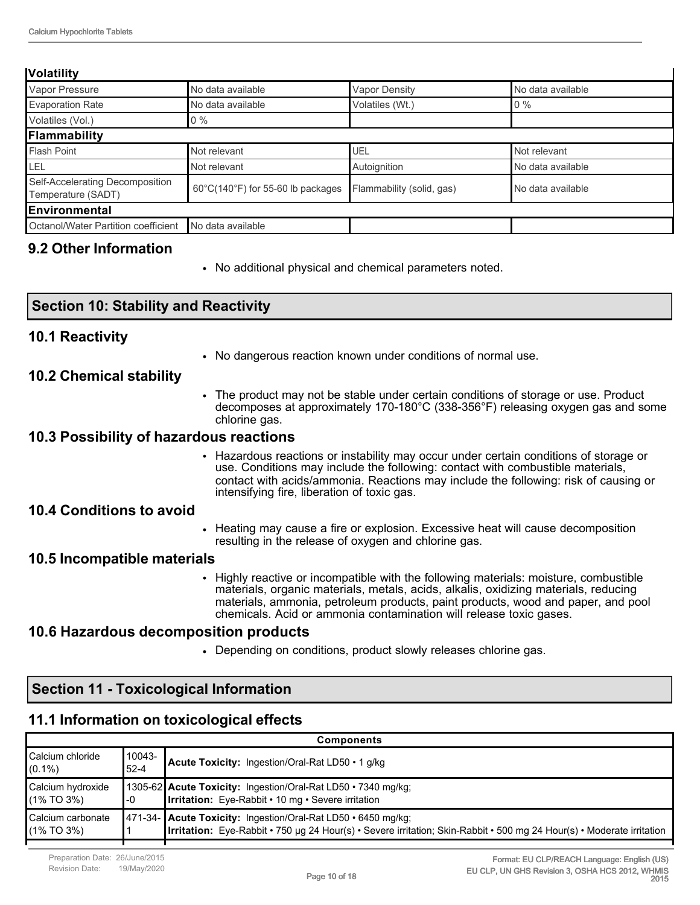| **Volatility** | | | |
|---|---|---|---|
| Vapor Pressure | No data available | Vapor Density | No data available |
| Evaporation Rate | No data available | Volatiles (Wt.) | 0 % |
| Volatiles (Vol.) | 0 % | | |
| **Flammability** | | | |
| Flash Point | Not relevant | UEL | Not relevant |
| LEL | Not relevant | Autoignition | No data available |
| Self-Accelerating Decomposition Temperature (SADT) | 60°C(140°F) for 55-60 lb packages | Flammability (solid, gas) | No data available |
| **Environmental** | | | |
| Octanol/Water Partition coefficient | No data available | | |

### 9.2 Other Information

- No additional physical and chemical parameters noted.

## Section 10: Stability and Reactivity

### 10.1 Reactivity

- No dangerous reaction known under conditions of normal use.

### 10.2 Chemical stability

- The product may not be stable under certain conditions of storage or use. Product decomposes at approximately 170-180°C (338-356°F) releasing oxygen gas and some chlorine gas.

### 10.3 Possibility of hazardous reactions

- Hazardous reactions or instability may occur under certain conditions of storage or use. Conditions may include the following: contact with combustible materials, contact with acids/ammonia. Reactions may include the following: risk of causing or intensifying fire, liberation of toxic gas.

### 10.4 Conditions to avoid

- Heating may cause a fire or explosion. Excessive heat will cause decomposition resulting in the release of oxygen and chlorine gas.

### 10.5 Incompatible materials

- Highly reactive or incompatible with the following materials: moisture, combustible materials, organic materials, metals, acids, alkalis, oxidizing materials, reducing materials, ammonia, petroleum products, paint products, wood and paper, and pool chemicals. Acid or ammonia contamination will release toxic gases.

### 10.6 Hazardous decomposition products

- Depending on conditions, product slowly releases chlorine gas.

## Section 11 - Toxicological Information

### 11.1 Information on toxicological effects

| **Components** | | |
|---|---|---|
| Calcium chloride (0.1%) | 10043-52-4 | **Acute Toxicity:** Ingestion/Oral-Rat LD50 • 1 g/kg |
| Calcium hydroxide (1% TO 3%) | 1305-62-0 | **Acute Toxicity:** Ingestion/Oral-Rat LD50 • 7340 mg/kg; **Irritation:** Eye-Rabbit • 10 mg • Severe irritation |
| Calcium carbonate (1% TO 3%) | 471-34-1 | **Acute Toxicity:** Ingestion/Oral-Rat LD50 • 6450 mg/kg; **Irritation:** Eye-Rabbit • 750 µg 24 Hour(s) • Severe irritation; Skin-Rabbit • 500 mg 24 Hour(s) • Moderate irritation |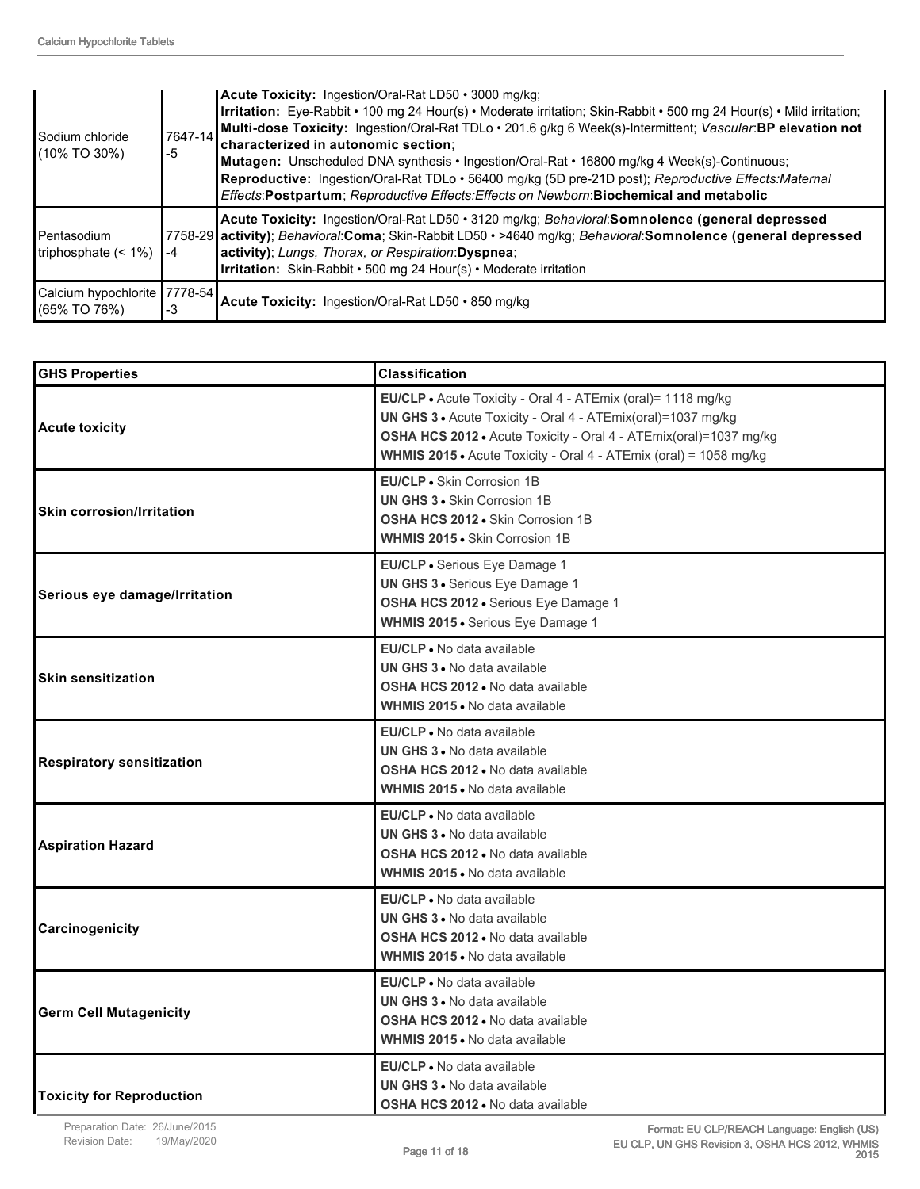| | | |
|---|---|---|
| Sodium chloride (10% TO 30%) | 7647-14-5 | **Acute Toxicity:** Ingestion/Oral-Rat LD50 • 3000 mg/kg; **Irritation:** Eye-Rabbit • 100 mg 24 Hour(s) • Moderate irritation; Skin-Rabbit • 500 mg 24 Hour(s) • Mild irritation; **Multi-dose Toxicity:** Ingestion/Oral-Rat TDLo • 201.6 g/kg 6 Week(s)-Intermittent; *Vascular*:**BP elevation not characterized in autonomic section**; **Mutagen:** Unscheduled DNA synthesis • Ingestion/Oral-Rat • 16800 mg/kg 4 Week(s)-Continuous; **Reproductive:** Ingestion/Oral-Rat TDLo • 56400 mg/kg (5D pre-21D post); *Reproductive Effects:Maternal Effects*:**Postpartum**; *Reproductive Effects:Effects on Newborn*:**Biochemical and metabolic** |
| Pentasodium triphosphate (< 1%) | 7758-29-4 | **Acute Toxicity:** Ingestion/Oral-Rat LD50 • 3120 mg/kg; *Behavioral*:**Somnolence (general depressed activity)**; *Behavioral*:**Coma**; Skin-Rabbit LD50 • >4640 mg/kg; *Behavioral*:**Somnolence (general depressed activity)**; *Lungs, Thorax, or Respiration*:**Dyspnea**; **Irritation:** Skin-Rabbit • 500 mg 24 Hour(s) • Moderate irritation |
| Calcium hypochlorite (65% TO 76%) | 7778-54-3 | **Acute Toxicity:** Ingestion/Oral-Rat LD50 • 850 mg/kg |

| GHS Properties | Classification |
|---|---|
| **Acute toxicity** | **EU/CLP** • Acute Toxicity - Oral 4 - ATEmix (oral)= 1118 mg/kg<br>**UN GHS 3** • Acute Toxicity - Oral 4 - ATEmix(oral)=1037 mg/kg<br>**OSHA HCS 2012** • Acute Toxicity - Oral 4 - ATEmix(oral)=1037 mg/kg<br>**WHMIS 2015** • Acute Toxicity - Oral 4 - ATEmix (oral) = 1058 mg/kg |
| **Skin corrosion/Irritation** | **EU/CLP** • Skin Corrosion 1B<br>**UN GHS 3** • Skin Corrosion 1B<br>**OSHA HCS 2012** • Skin Corrosion 1B<br>**WHMIS 2015** • Skin Corrosion 1B |
| **Serious eye damage/Irritation** | **EU/CLP** • Serious Eye Damage 1<br>**UN GHS 3** • Serious Eye Damage 1<br>**OSHA HCS 2012** • Serious Eye Damage 1<br>**WHMIS 2015** • Serious Eye Damage 1 |
| **Skin sensitization** | **EU/CLP** • No data available<br>**UN GHS 3** • No data available<br>**OSHA HCS 2012** • No data available<br>**WHMIS 2015** • No data available |
| **Respiratory sensitization** | **EU/CLP** • No data available<br>**UN GHS 3** • No data available<br>**OSHA HCS 2012** • No data available<br>**WHMIS 2015** • No data available |
| **Aspiration Hazard** | **EU/CLP** • No data available<br>**UN GHS 3** • No data available<br>**OSHA HCS 2012** • No data available<br>**WHMIS 2015** • No data available |
| **Carcinogenicity** | **EU/CLP** • No data available<br>**UN GHS 3** • No data available<br>**OSHA HCS 2012** • No data available<br>**WHMIS 2015** • No data available |
| **Germ Cell Mutagenicity** | **EU/CLP** • No data available<br>**UN GHS 3** • No data available<br>**OSHA HCS 2012** • No data available<br>**WHMIS 2015** • No data available |
| **Toxicity for Reproduction** | **EU/CLP** • No data available<br>**UN GHS 3** • No data available<br>**OSHA HCS 2012** • No data available |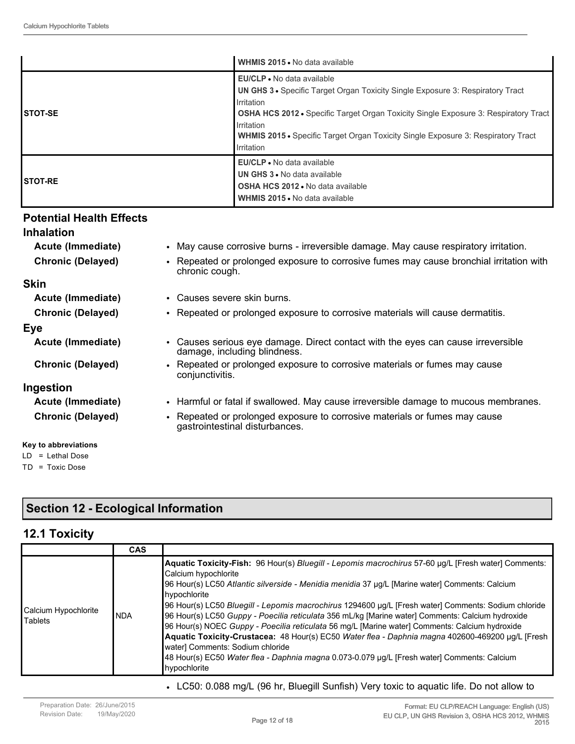| | |
|---|---|
| | **WHMIS 2015** • No data available |
| **STOT-SE** | **EU/CLP** • No data available<br>**UN GHS 3** • Specific Target Organ Toxicity Single Exposure 3: Respiratory Tract Irritation<br>**OSHA HCS 2012** • Specific Target Organ Toxicity Single Exposure 3: Respiratory Tract Irritation<br>**WHMIS 2015** • Specific Target Organ Toxicity Single Exposure 3: Respiratory Tract Irritation |
| **STOT-RE** | **EU/CLP** • No data available<br>**UN GHS 3** • No data available<br>**OSHA HCS 2012** • No data available<br>**WHMIS 2015** • No data available |

## Potential Health Effects

### Inhalation

**Acute (Immediate)**
- May cause corrosive burns - irreversible damage. May cause respiratory irritation.

**Chronic (Delayed)**
- Repeated or prolonged exposure to corrosive fumes may cause bronchial irritation with chronic cough.

### Skin

**Acute (Immediate)**
- Causes severe skin burns.

**Chronic (Delayed)**
- Repeated or prolonged exposure to corrosive materials will cause dermatitis.

### Eye

**Acute (Immediate)**
- Causes serious eye damage. Direct contact with the eyes can cause irreversible damage, including blindness.

**Chronic (Delayed)**
- Repeated or prolonged exposure to corrosive materials or fumes may cause conjunctivitis.

### Ingestion

**Acute (Immediate)**
- Harmful or fatal if swallowed. May cause irreversible damage to mucous membranes.

**Chronic (Delayed)**
- Repeated or prolonged exposure to corrosive materials or fumes may cause gastrointestinal disturbances.

**Key to abbreviations**

LD = Lethal Dose
TD = Toxic Dose

## Section 12 - Ecological Information

### 12.1 Toxicity

| | CAS | |
|---|---|---|
| Calcium Hypochlorite Tablets | NDA | **Aquatic Toxicity-Fish:** 96 Hour(s) *Bluegill - Lepomis macrochirus* 57-60 µg/L [Fresh water] Comments: Calcium hypochlorite<br>96 Hour(s) LC50 *Atlantic silverside - Menidia menidia* 37 µg/L [Marine water] Comments: Calcium hypochlorite<br>96 Hour(s) LC50 *Bluegill - Lepomis macrochirus* 1294600 µg/L [Fresh water] Comments: Sodium chloride<br>96 Hour(s) LC50 *Guppy - Poecilia reticulata* 356 mL/kg [Marine water] Comments: Calcium hydroxide<br>96 Hour(s) NOEC *Guppy - Poecilia reticulata* 56 mg/L [Marine water] Comments: Calcium hydroxide<br>**Aquatic Toxicity-Crustacea:** 48 Hour(s) EC50 *Water flea - Daphnia magna* 402600-469200 µg/L [Fresh water] Comments: Sodium chloride<br>48 Hour(s) EC50 *Water flea - Daphnia magna* 0.073-0.079 µg/L [Fresh water] Comments: Calcium hypochlorite |

- LC50: 0.088 mg/L (96 hr, Bluegill Sunfish) Very toxic to aquatic life. Do not allow to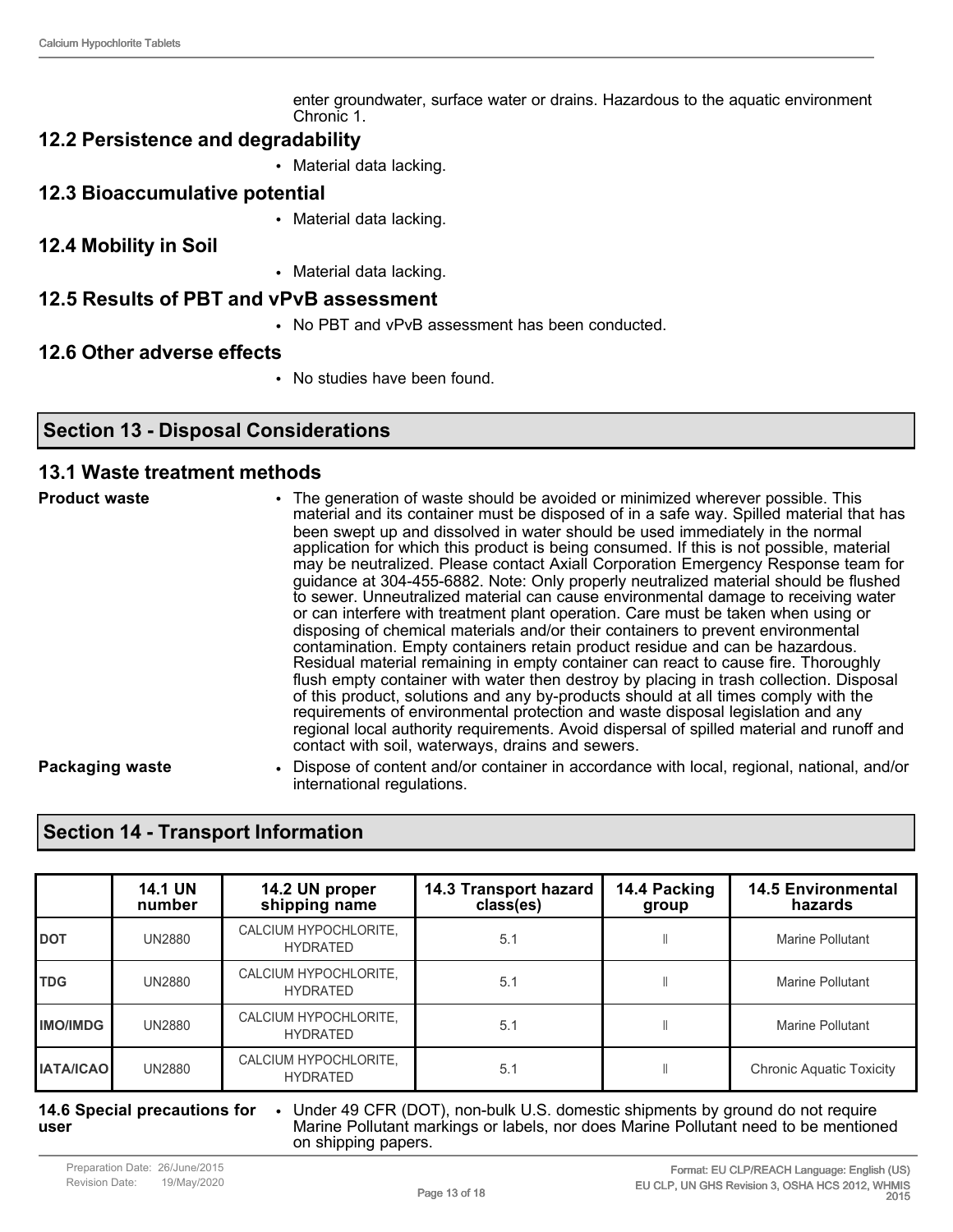enter groundwater, surface water or drains. Hazardous to the aquatic environment Chronic 1.

## 12.2 Persistence and degradability

- Material data lacking.

## 12.3 Bioaccumulative potential

- Material data lacking.

## 12.4 Mobility in Soil

- Material data lacking.

## 12.5 Results of PBT and vPvB assessment

- No PBT and vPvB assessment has been conducted.

## 12.6 Other adverse effects

- No studies have been found.

# Section 13 - Disposal Considerations

## 13.1 Waste treatment methods

**Product waste**

- The generation of waste should be avoided or minimized wherever possible. This material and its container must be disposed of in a safe way. Spilled material that has been swept up and dissolved in water should be used immediately in the normal application for which this product is being consumed. If this is not possible, material may be neutralized. Please contact Axiall Corporation Emergency Response team for guidance at 304-455-6882. Note: Only properly neutralized material should be flushed to sewer. Unneutralized material can cause environmental damage to receiving water or can interfere with treatment plant operation. Care must be taken when using or disposing of chemical materials and/or their containers to prevent environmental contamination. Empty containers retain product residue and can be hazardous. Residual material remaining in empty container can react to cause fire. Thoroughly flush empty container with water then destroy by placing in trash collection. Disposal of this product, solutions and any by-products should at all times comply with the requirements of environmental protection and waste disposal legislation and any regional local authority requirements. Avoid dispersal of spilled material and runoff and contact with soil, waterways, drains and sewers.

**Packaging waste**

- Dispose of content and/or container in accordance with local, regional, national, and/or international regulations.

# Section 14 - Transport Information

| | 14.1 UN number | 14.2 UN proper shipping name | 14.3 Transport hazard class(es) | 14.4 Packing group | 14.5 Environmental hazards |
|---|---|---|---|---|---|
| **DOT** | UN2880 | CALCIUM HYPOCHLORITE, HYDRATED | 5.1 | II | Marine Pollutant |
| **TDG** | UN2880 | CALCIUM HYPOCHLORITE, HYDRATED | 5.1 | II | Marine Pollutant |
| **IMO/IMDG** | UN2880 | CALCIUM HYPOCHLORITE, HYDRATED | 5.1 | II | Marine Pollutant |
| **IATA/ICAO** | UN2880 | CALCIUM HYPOCHLORITE, HYDRATED | 5.1 | II | Chronic Aquatic Toxicity |

**14.6 Special precautions for user**

- Under 49 CFR (DOT), non-bulk U.S. domestic shipments by ground do not require Marine Pollutant markings or labels, nor does Marine Pollutant need to be mentioned on shipping papers.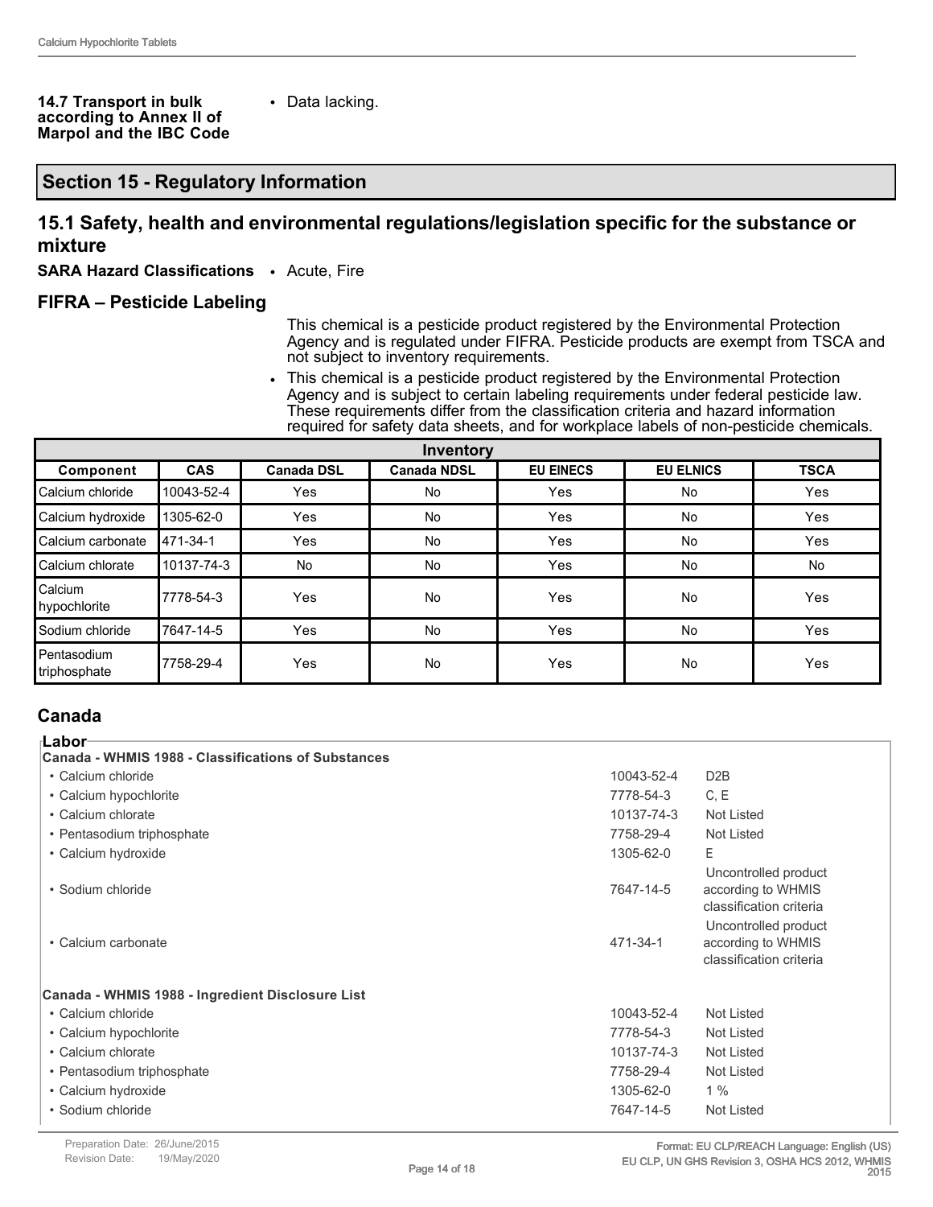**14.7 Transport in bulk according to Annex II of Marpol and the IBC Code**

- Data lacking.

## Section 15 - Regulatory Information

### 15.1 Safety, health and environmental regulations/legislation specific for the substance or mixture

**SARA Hazard Classifications**
- Acute, Fire

#### FIFRA – Pesticide Labeling

This chemical is a pesticide product registered by the Environmental Protection Agency and is regulated under FIFRA. Pesticide products are exempt from TSCA and not subject to inventory requirements.

- This chemical is a pesticide product registered by the Environmental Protection Agency and is subject to certain labeling requirements under federal pesticide law. These requirements differ from the classification criteria and hazard information required for safety data sheets, and for workplace labels of non-pesticide chemicals.

| Inventory | | | | | | |
|---|---|---|---|---|---|---|
| **Component** | **CAS** | **Canada DSL** | **Canada NDSL** | **EU EINECS** | **EU ELNICS** | **TSCA** |
| Calcium chloride | 10043-52-4 | Yes | No | Yes | No | Yes |
| Calcium hydroxide | 1305-62-0 | Yes | No | Yes | No | Yes |
| Calcium carbonate | 471-34-1 | Yes | No | Yes | No | Yes |
| Calcium chlorate | 10137-74-3 | No | No | Yes | No | No |
| Calcium hypochlorite | 7778-54-3 | Yes | No | Yes | No | Yes |
| Sodium chloride | 7647-14-5 | Yes | No | Yes | No | Yes |
| Pentasodium triphosphate | 7758-29-4 | Yes | No | Yes | No | Yes |

## Canada

**Labor**

**Canada - WHMIS 1988 - Classifications of Substances**

| | | |
|---|---|---|
| • Calcium chloride | 10043-52-4 | D2B |
| • Calcium hypochlorite | 7778-54-3 | C, E |
| • Calcium chlorate | 10137-74-3 | Not Listed |
| • Pentasodium triphosphate | 7758-29-4 | Not Listed |
| • Calcium hydroxide | 1305-62-0 | E |
| • Sodium chloride | 7647-14-5 | Uncontrolled product according to WHMIS classification criteria |
| • Calcium carbonate | 471-34-1 | Uncontrolled product according to WHMIS classification criteria |

**Canada - WHMIS 1988 - Ingredient Disclosure List**

| | | |
|---|---|---|
| • Calcium chloride | 10043-52-4 | Not Listed |
| • Calcium hypochlorite | 7778-54-3 | Not Listed |
| • Calcium chlorate | 10137-74-3 | Not Listed |
| • Pentasodium triphosphate | 7758-29-4 | Not Listed |
| • Calcium hydroxide | 1305-62-0 | 1 % |
| • Sodium chloride | 7647-14-5 | Not Listed |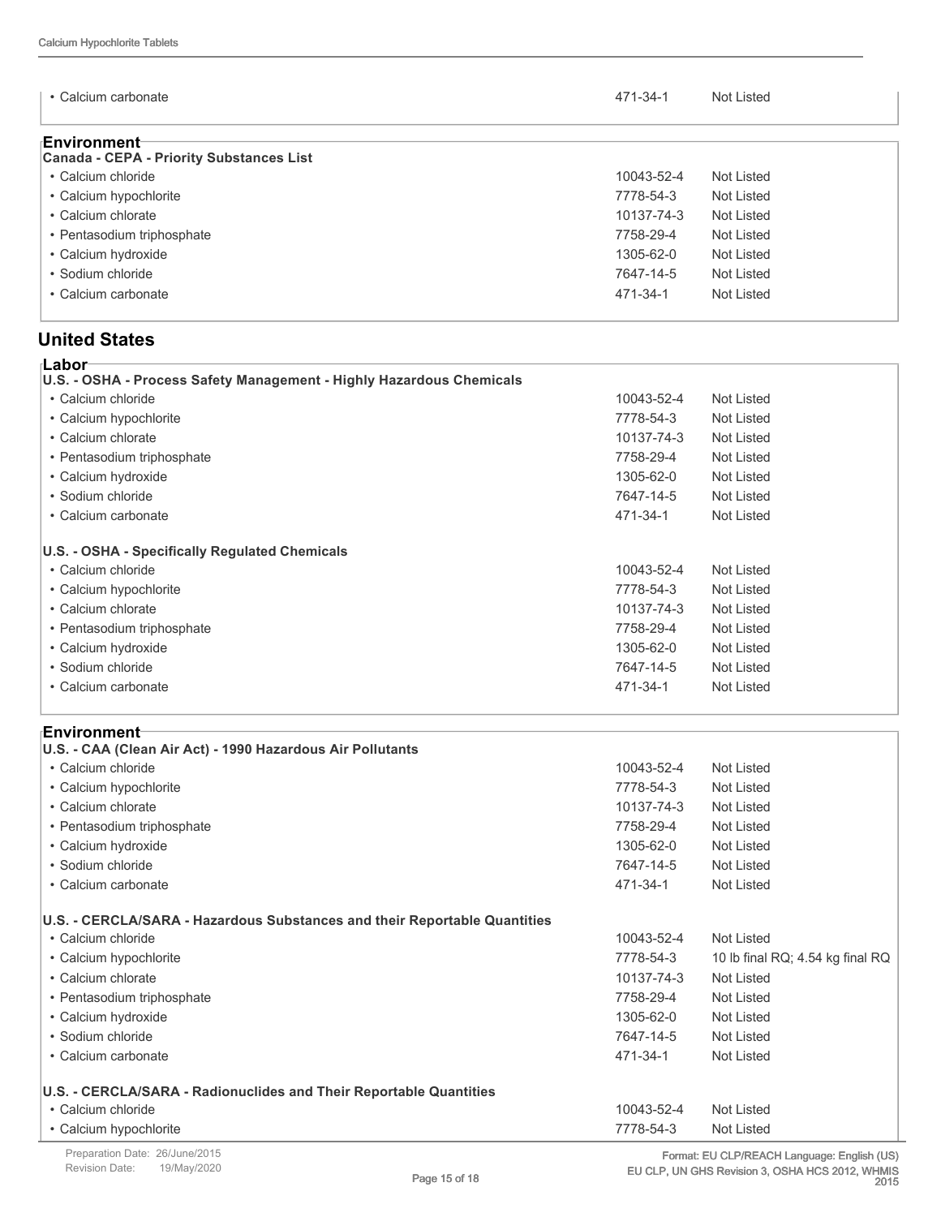| | | |
|---|---|---|
| • Calcium carbonate | 471-34-1 | Not Listed |

**Environment**

**Canada - CEPA - Priority Substances List**

| | | |
|---|---|---|
| • Calcium chloride | 10043-52-4 | Not Listed |
| • Calcium hypochlorite | 7778-54-3 | Not Listed |
| • Calcium chlorate | 10137-74-3 | Not Listed |
| • Pentasodium triphosphate | 7758-29-4 | Not Listed |
| • Calcium hydroxide | 1305-62-0 | Not Listed |
| • Sodium chloride | 7647-14-5 | Not Listed |
| • Calcium carbonate | 471-34-1 | Not Listed |

## United States

**Labor**

**U.S. - OSHA - Process Safety Management - Highly Hazardous Chemicals**

| | | |
|---|---|---|
| • Calcium chloride | 10043-52-4 | Not Listed |
| • Calcium hypochlorite | 7778-54-3 | Not Listed |
| • Calcium chlorate | 10137-74-3 | Not Listed |
| • Pentasodium triphosphate | 7758-29-4 | Not Listed |
| • Calcium hydroxide | 1305-62-0 | Not Listed |
| • Sodium chloride | 7647-14-5 | Not Listed |
| • Calcium carbonate | 471-34-1 | Not Listed |

**U.S. - OSHA - Specifically Regulated Chemicals**

| | | |
|---|---|---|
| • Calcium chloride | 10043-52-4 | Not Listed |
| • Calcium hypochlorite | 7778-54-3 | Not Listed |
| • Calcium chlorate | 10137-74-3 | Not Listed |
| • Pentasodium triphosphate | 7758-29-4 | Not Listed |
| • Calcium hydroxide | 1305-62-0 | Not Listed |
| • Sodium chloride | 7647-14-5 | Not Listed |
| • Calcium carbonate | 471-34-1 | Not Listed |

**Environment**

**U.S. - CAA (Clean Air Act) - 1990 Hazardous Air Pollutants**

| | | |
|---|---|---|
| • Calcium chloride | 10043-52-4 | Not Listed |
| • Calcium hypochlorite | 7778-54-3 | Not Listed |
| • Calcium chlorate | 10137-74-3 | Not Listed |
| • Pentasodium triphosphate | 7758-29-4 | Not Listed |
| • Calcium hydroxide | 1305-62-0 | Not Listed |
| • Sodium chloride | 7647-14-5 | Not Listed |
| • Calcium carbonate | 471-34-1 | Not Listed |

**U.S. - CERCLA/SARA - Hazardous Substances and their Reportable Quantities**

| | | |
|---|---|---|
| • Calcium chloride | 10043-52-4 | Not Listed |
| • Calcium hypochlorite | 7778-54-3 | 10 lb final RQ; 4.54 kg final RQ |
| • Calcium chlorate | 10137-74-3 | Not Listed |
| • Pentasodium triphosphate | 7758-29-4 | Not Listed |
| • Calcium hydroxide | 1305-62-0 | Not Listed |
| • Sodium chloride | 7647-14-5 | Not Listed |
| • Calcium carbonate | 471-34-1 | Not Listed |

**U.S. - CERCLA/SARA - Radionuclides and Their Reportable Quantities**

| | | |
|---|---|---|
| • Calcium chloride | 10043-52-4 | Not Listed |
| • Calcium hypochlorite | 7778-54-3 | Not Listed |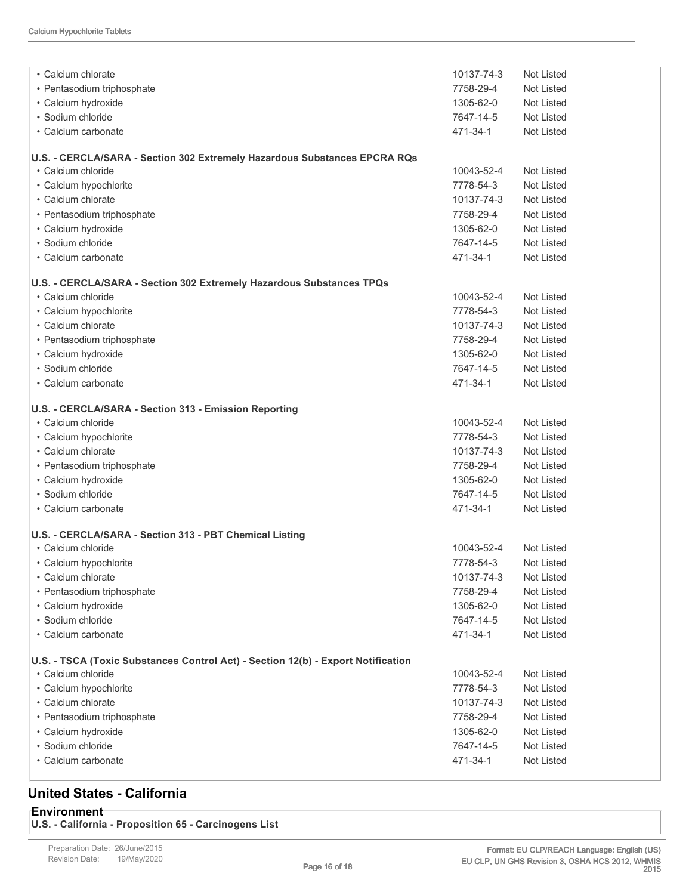| | | |
|---|---|---|
| • Calcium chlorate | 10137-74-3 | Not Listed |
| • Pentasodium triphosphate | 7758-29-4 | Not Listed |
| • Calcium hydroxide | 1305-62-0 | Not Listed |
| • Sodium chloride | 7647-14-5 | Not Listed |
| • Calcium carbonate | 471-34-1 | Not Listed |

**U.S. - CERCLA/SARA - Section 302 Extremely Hazardous Substances EPCRA RQs**

| | | |
|---|---|---|
| • Calcium chloride | 10043-52-4 | Not Listed |
| • Calcium hypochlorite | 7778-54-3 | Not Listed |
| • Calcium chlorate | 10137-74-3 | Not Listed |
| • Pentasodium triphosphate | 7758-29-4 | Not Listed |
| • Calcium hydroxide | 1305-62-0 | Not Listed |
| • Sodium chloride | 7647-14-5 | Not Listed |
| • Calcium carbonate | 471-34-1 | Not Listed |

**U.S. - CERCLA/SARA - Section 302 Extremely Hazardous Substances TPQs**

| | | |
|---|---|---|
| • Calcium chloride | 10043-52-4 | Not Listed |
| • Calcium hypochlorite | 7778-54-3 | Not Listed |
| • Calcium chlorate | 10137-74-3 | Not Listed |
| • Pentasodium triphosphate | 7758-29-4 | Not Listed |
| • Calcium hydroxide | 1305-62-0 | Not Listed |
| • Sodium chloride | 7647-14-5 | Not Listed |
| • Calcium carbonate | 471-34-1 | Not Listed |

**U.S. - CERCLA/SARA - Section 313 - Emission Reporting**

| | | |
|---|---|---|
| • Calcium chloride | 10043-52-4 | Not Listed |
| • Calcium hypochlorite | 7778-54-3 | Not Listed |
| • Calcium chlorate | 10137-74-3 | Not Listed |
| • Pentasodium triphosphate | 7758-29-4 | Not Listed |
| • Calcium hydroxide | 1305-62-0 | Not Listed |
| • Sodium chloride | 7647-14-5 | Not Listed |
| • Calcium carbonate | 471-34-1 | Not Listed |

**U.S. - CERCLA/SARA - Section 313 - PBT Chemical Listing**

| | | |
|---|---|---|
| • Calcium chloride | 10043-52-4 | Not Listed |
| • Calcium hypochlorite | 7778-54-3 | Not Listed |
| • Calcium chlorate | 10137-74-3 | Not Listed |
| • Pentasodium triphosphate | 7758-29-4 | Not Listed |
| • Calcium hydroxide | 1305-62-0 | Not Listed |
| • Sodium chloride | 7647-14-5 | Not Listed |
| • Calcium carbonate | 471-34-1 | Not Listed |

**U.S. - TSCA (Toxic Substances Control Act) - Section 12(b) - Export Notification**

| | | |
|---|---|---|
| • Calcium chloride | 10043-52-4 | Not Listed |
| • Calcium hypochlorite | 7778-54-3 | Not Listed |
| • Calcium chlorate | 10137-74-3 | Not Listed |
| • Pentasodium triphosphate | 7758-29-4 | Not Listed |
| • Calcium hydroxide | 1305-62-0 | Not Listed |
| • Sodium chloride | 7647-14-5 | Not Listed |
| • Calcium carbonate | 471-34-1 | Not Listed |

## United States - California

### Environment

**U.S. - California - Proposition 65 - Carcinogens List**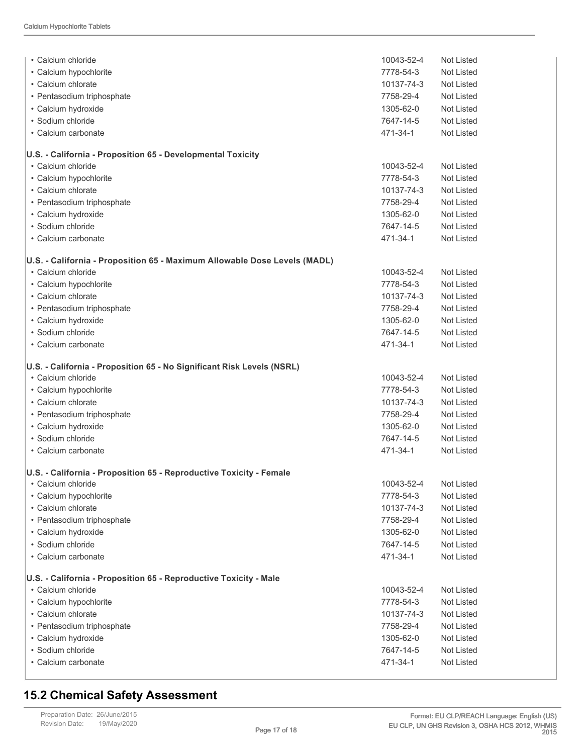| | | |
|---|---|---|
| • Calcium chloride | 10043-52-4 | Not Listed |
| • Calcium hypochlorite | 7778-54-3 | Not Listed |
| • Calcium chlorate | 10137-74-3 | Not Listed |
| • Pentasodium triphosphate | 7758-29-4 | Not Listed |
| • Calcium hydroxide | 1305-62-0 | Not Listed |
| • Sodium chloride | 7647-14-5 | Not Listed |
| • Calcium carbonate | 471-34-1 | Not Listed |
| **U.S. - California - Proposition 65 - Developmental Toxicity** | | |
| • Calcium chloride | 10043-52-4 | Not Listed |
| • Calcium hypochlorite | 7778-54-3 | Not Listed |
| • Calcium chlorate | 10137-74-3 | Not Listed |
| • Pentasodium triphosphate | 7758-29-4 | Not Listed |
| • Calcium hydroxide | 1305-62-0 | Not Listed |
| • Sodium chloride | 7647-14-5 | Not Listed |
| • Calcium carbonate | 471-34-1 | Not Listed |
| **U.S. - California - Proposition 65 - Maximum Allowable Dose Levels (MADL)** | | |
| • Calcium chloride | 10043-52-4 | Not Listed |
| • Calcium hypochlorite | 7778-54-3 | Not Listed |
| • Calcium chlorate | 10137-74-3 | Not Listed |
| • Pentasodium triphosphate | 7758-29-4 | Not Listed |
| • Calcium hydroxide | 1305-62-0 | Not Listed |
| • Sodium chloride | 7647-14-5 | Not Listed |
| • Calcium carbonate | 471-34-1 | Not Listed |
| **U.S. - California - Proposition 65 - No Significant Risk Levels (NSRL)** | | |
| • Calcium chloride | 10043-52-4 | Not Listed |
| • Calcium hypochlorite | 7778-54-3 | Not Listed |
| • Calcium chlorate | 10137-74-3 | Not Listed |
| • Pentasodium triphosphate | 7758-29-4 | Not Listed |
| • Calcium hydroxide | 1305-62-0 | Not Listed |
| • Sodium chloride | 7647-14-5 | Not Listed |
| • Calcium carbonate | 471-34-1 | Not Listed |
| **U.S. - California - Proposition 65 - Reproductive Toxicity - Female** | | |
| • Calcium chloride | 10043-52-4 | Not Listed |
| • Calcium hypochlorite | 7778-54-3 | Not Listed |
| • Calcium chlorate | 10137-74-3 | Not Listed |
| • Pentasodium triphosphate | 7758-29-4 | Not Listed |
| • Calcium hydroxide | 1305-62-0 | Not Listed |
| • Sodium chloride | 7647-14-5 | Not Listed |
| • Calcium carbonate | 471-34-1 | Not Listed |
| **U.S. - California - Proposition 65 - Reproductive Toxicity - Male** | | |
| • Calcium chloride | 10043-52-4 | Not Listed |
| • Calcium hypochlorite | 7778-54-3 | Not Listed |
| • Calcium chlorate | 10137-74-3 | Not Listed |
| • Pentasodium triphosphate | 7758-29-4 | Not Listed |
| • Calcium hydroxide | 1305-62-0 | Not Listed |
| • Sodium chloride | 7647-14-5 | Not Listed |
| • Calcium carbonate | 471-34-1 | Not Listed |

## 15.2 Chemical Safety Assessment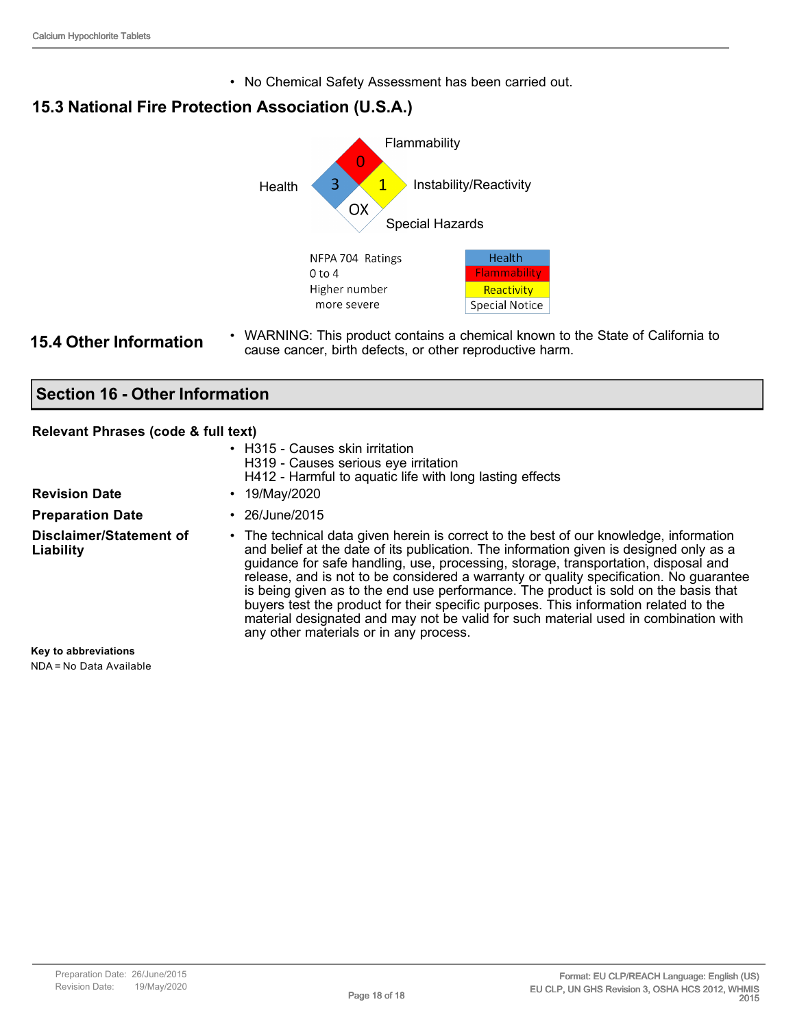- No Chemical Safety Assessment has been carried out.

## 15.3 National Fire Protection Association (U.S.A.)

Flammability
0
Health
3
1
Instability/Reactivity
OX
Special Hazards

NFPA 704 Ratings
0 to 4
Higher number
more severe

Health
Flammability
Reactivity
Special Notice

## 15.4 Other Information

- WARNING: This product contains a chemical known to the State of California to cause cancer, birth defects, or other reproductive harm.

## Section 16 - Other Information

**Relevant Phrases (code & full text)**

- H315 - Causes skin irritation
  H319 - Causes serious eye irritation
  H412 - Harmful to aquatic life with long lasting effects

**Revision Date**

- 19/May/2020

**Preparation Date**

- 26/June/2015

**Disclaimer/Statement of Liability**

- The technical data given herein is correct to the best of our knowledge, information and belief at the date of its publication. The information given is designed only as a guidance for safe handling, use, processing, storage, transportation, disposal and release, and is not to be considered a warranty or quality specification. No guarantee is being given as to the end use performance. The product is sold on the basis that buyers test the product for their specific purposes. This information related to the material designated and may not be valid for such material used in combination with any other materials or in any process.

**Key to abbreviations**

NDA = No Data Available